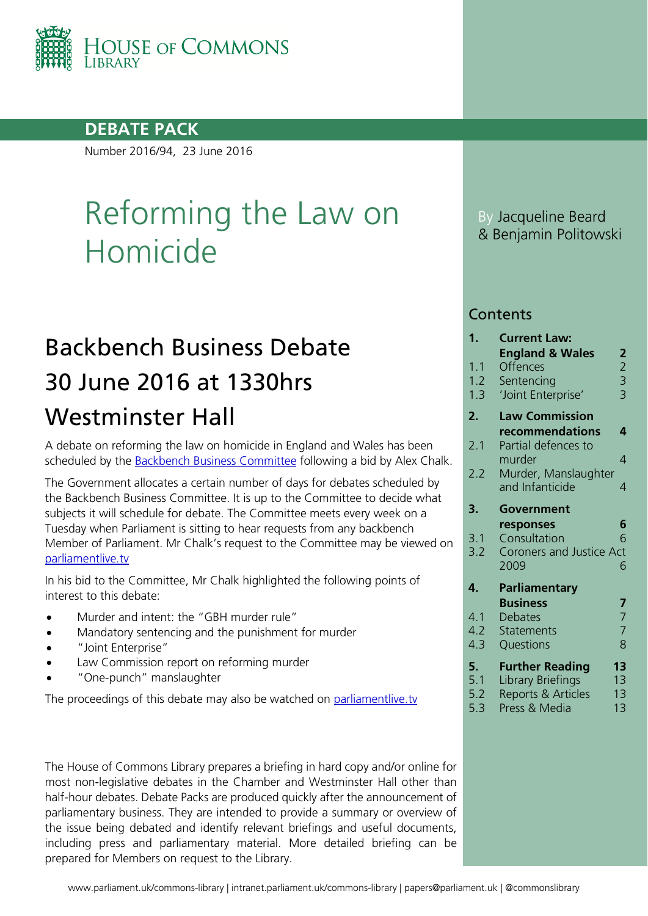HOUSE OF COMMONS LIBRARY

**DEBATE PACK**

Number 2016/94, 23 June 2016

# Reforming the Law on Homicide

By Jacqueline Beard & Benjamin Politowski

## Backbench Business Debate 30 June 2016 at 1330hrs Westminster Hall

A debate on reforming the law on homicide in England and Wales has been scheduled by the Backbench Business Committee following a bid by Alex Chalk.

The Government allocates a certain number of days for debates scheduled by the Backbench Business Committee. It is up to the Committee to decide what subjects it will schedule for debate. The Committee meets every week on a Tuesday when Parliament is sitting to hear requests from any backbench Member of Parliament. Mr Chalk's request to the Committee may be viewed on parliamentlive.tv

In his bid to the Committee, Mr Chalk highlighted the following points of interest to this debate:

- Murder and intent: the "GBH murder rule"
- Mandatory sentencing and the punishment for murder
- "Joint Enterprise"
- Law Commission report on reforming murder
- "One-punch" manslaughter

The proceedings of this debate may also be watched on parliamentlive.tv

The House of Commons Library prepares a briefing in hard copy and/or online for most non-legislative debates in the Chamber and Westminster Hall other than half-hour debates. Debate Packs are produced quickly after the announcement of parliamentary business. They are intended to provide a summary or overview of the issue being debated and identify relevant briefings and useful documents, including press and parliamentary material. More detailed briefing can be prepared for Members on request to the Library.

## Contents

| | | |
|---|---|---|
| **1.** | **Current Law: England & Wales** | **2** |
| 1.1 | Offences | 2 |
| 1.2 | Sentencing | 3 |
| 1.3 | 'Joint Enterprise' | 3 |
| **2.** | **Law Commission recommendations** | **4** |
| 2.1 | Partial defences to murder | 4 |
| 2.2 | Murder, Manslaughter and Infanticide | 4 |
| **3.** | **Government responses** | **6** |
| 3.1 | Consultation | 6 |
| 3.2 | Coroners and Justice Act 2009 | 6 |
| **4.** | **Parliamentary Business** | **7** |
| 4.1 | Debates | 7 |
| 4.2 | Statements | 7 |
| 4.3 | Questions | 8 |
| **5.** | **Further Reading** | **13** |
| 5.1 | Library Briefings | 13 |
| 5.2 | Reports & Articles | 13 |
| 5.3 | Press & Media | 13 |

www.parliament.uk/commons-library | intranet.parliament.uk/commons-library | papers@parliament.uk | @commonslibrary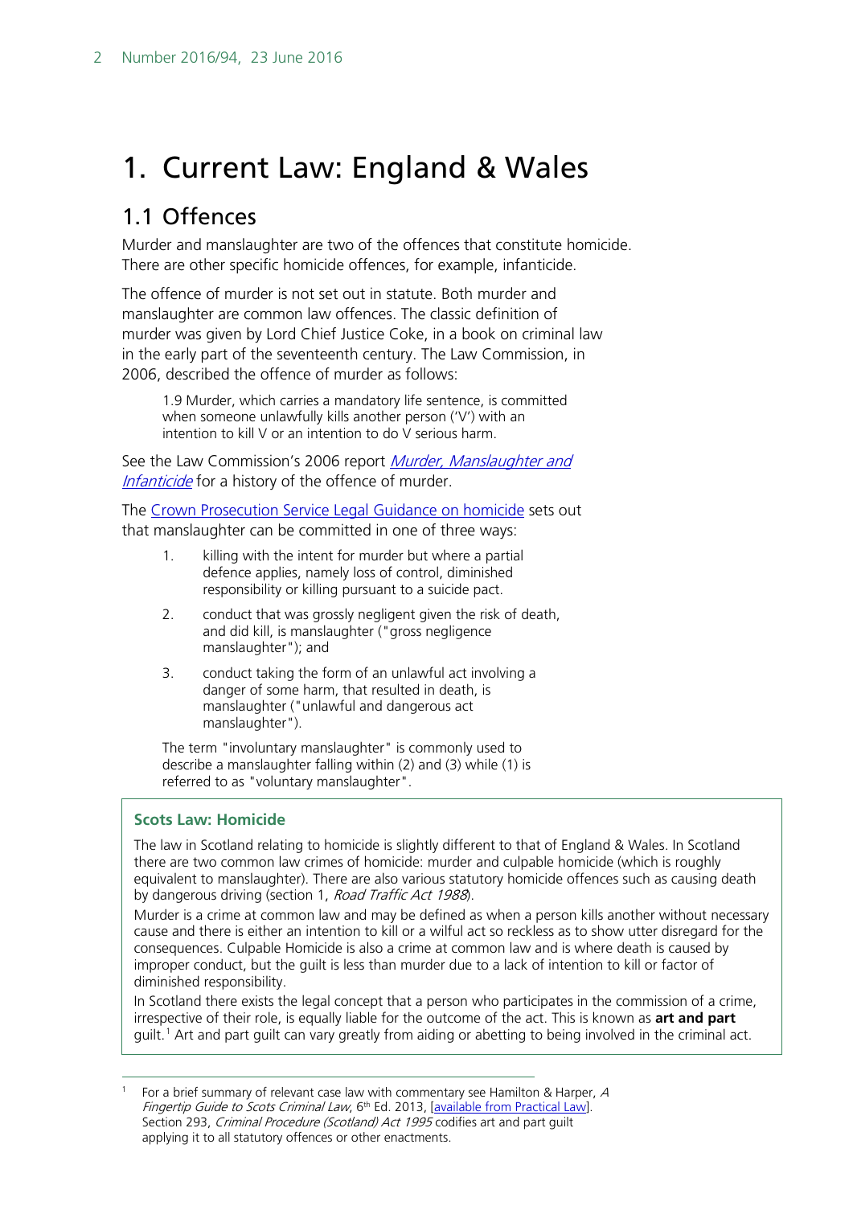# 1. Current Law: England & Wales

## 1.1 Offences

Murder and manslaughter are two of the offences that constitute homicide. There are other specific homicide offences, for example, infanticide.

The offence of murder is not set out in statute. Both murder and manslaughter are common law offences. The classic definition of murder was given by Lord Chief Justice Coke, in a book on criminal law in the early part of the seventeenth century. The Law Commission, in 2006, described the offence of murder as follows:

> 1.9 Murder, which carries a mandatory life sentence, is committed when someone unlawfully kills another person ('V') with an intention to kill V or an intention to do V serious harm.

See the Law Commission's 2006 report *Murder, Manslaughter and Infanticide* for a history of the offence of murder.

The Crown Prosecution Service Legal Guidance on homicide sets out that manslaughter can be committed in one of three ways:

> 1. killing with the intent for murder but where a partial defence applies, namely loss of control, diminished responsibility or killing pursuant to a suicide pact.
> 2. conduct that was grossly negligent given the risk of death, and did kill, is manslaughter ("gross negligence manslaughter"); and
> 3. conduct taking the form of an unlawful act involving a danger of some harm, that resulted in death, is manslaughter ("unlawful and dangerous act manslaughter").
>
> The term "involuntary manslaughter" is commonly used to describe a manslaughter falling within (2) and (3) while (1) is referred to as "voluntary manslaughter".

**Scots Law: Homicide**

The law in Scotland relating to homicide is slightly different to that of England & Wales. In Scotland there are two common law crimes of homicide: murder and culpable homicide (which is roughly equivalent to manslaughter). There are also various statutory homicide offences such as causing death by dangerous driving (section 1, *Road Traffic Act 1988*).

Murder is a crime at common law and may be defined as when a person kills another without necessary cause and there is either an intention to kill or a wilful act so reckless as to show utter disregard for the consequences. Culpable Homicide is also a crime at common law and is where death is caused by improper conduct, but the guilt is less than murder due to a lack of intention to kill or factor of diminished responsibility.

In Scotland there exists the legal concept that a person who participates in the commission of a crime, irrespective of their role, is equally liable for the outcome of the act. This is known as **art and part** guilt.[1] Art and part guilt can vary greatly from aiding or abetting to being involved in the criminal act.

---

[1] For a brief summary of relevant case law with commentary see Hamilton & Harper, *A Fingertip Guide to Scots Criminal Law*, 6th Ed. 2013, [available from Practical Law]. Section 293, *Criminal Procedure (Scotland) Act 1995* codifies art and part guilt applying it to all statutory offences or other enactments.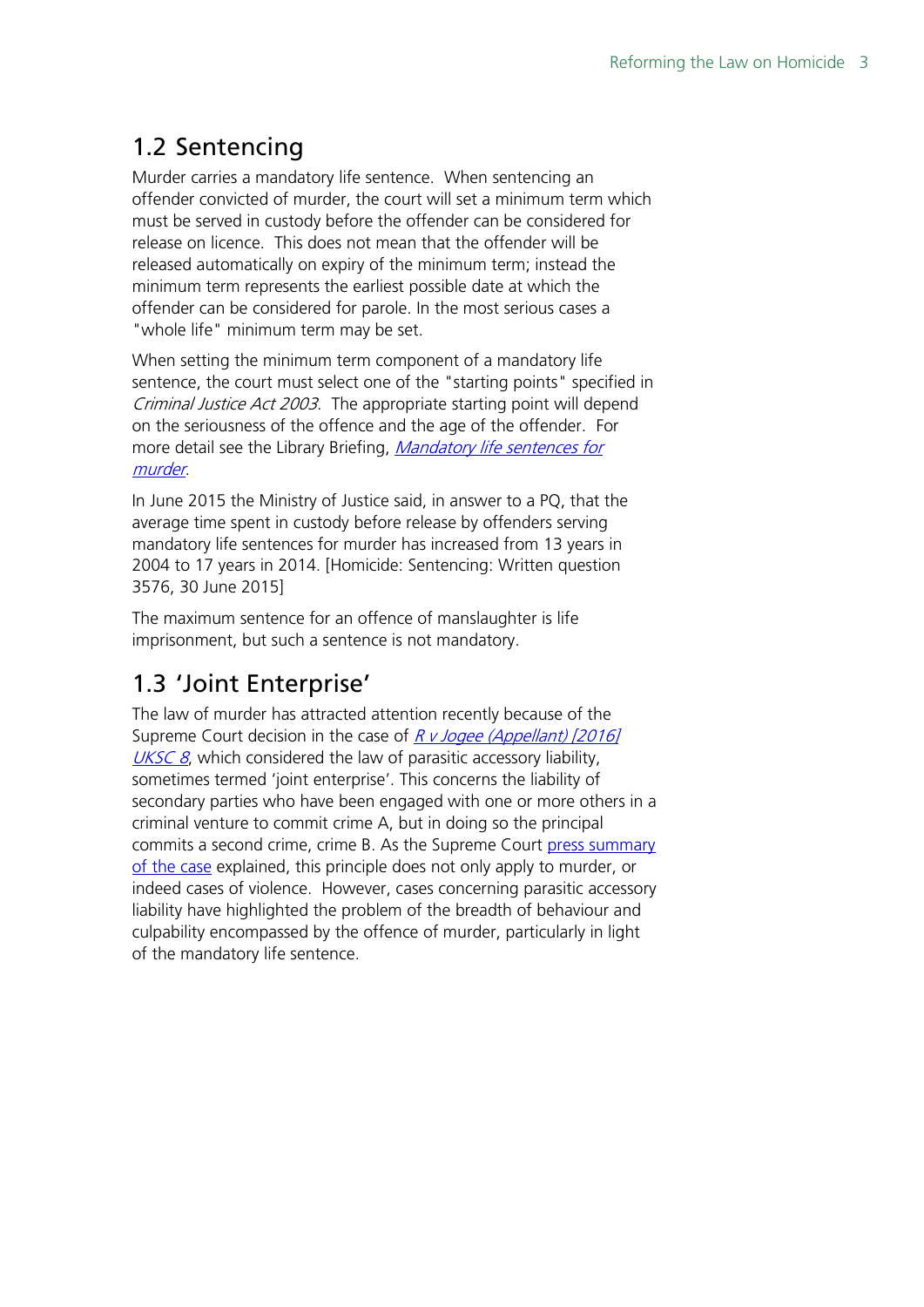## 1.2 Sentencing

Murder carries a mandatory life sentence. When sentencing an offender convicted of murder, the court will set a minimum term which must be served in custody before the offender can be considered for release on licence. This does not mean that the offender will be released automatically on expiry of the minimum term; instead the minimum term represents the earliest possible date at which the offender can be considered for parole. In the most serious cases a "whole life" minimum term may be set.

When setting the minimum term component of a mandatory life sentence, the court must select one of the "starting points" specified in *Criminal Justice Act 2003*. The appropriate starting point will depend on the seriousness of the offence and the age of the offender. For more detail see the Library Briefing, *Mandatory life sentences for murder*.

In June 2015 the Ministry of Justice said, in answer to a PQ, that the average time spent in custody before release by offenders serving mandatory life sentences for murder has increased from 13 years in 2004 to 17 years in 2014. [Homicide: Sentencing: Written question 3576, 30 June 2015]

The maximum sentence for an offence of manslaughter is life imprisonment, but such a sentence is not mandatory.

## 1.3 'Joint Enterprise'

The law of murder has attracted attention recently because of the Supreme Court decision in the case of *R v Jogee (Appellant) [2016] UKSC 8*, which considered the law of parasitic accessory liability, sometimes termed 'joint enterprise'. This concerns the liability of secondary parties who have been engaged with one or more others in a criminal venture to commit crime A, but in doing so the principal commits a second crime, crime B. As the Supreme Court press summary of the case explained, this principle does not only apply to murder, or indeed cases of violence. However, cases concerning parasitic accessory liability have highlighted the problem of the breadth of behaviour and culpability encompassed by the offence of murder, particularly in light of the mandatory life sentence.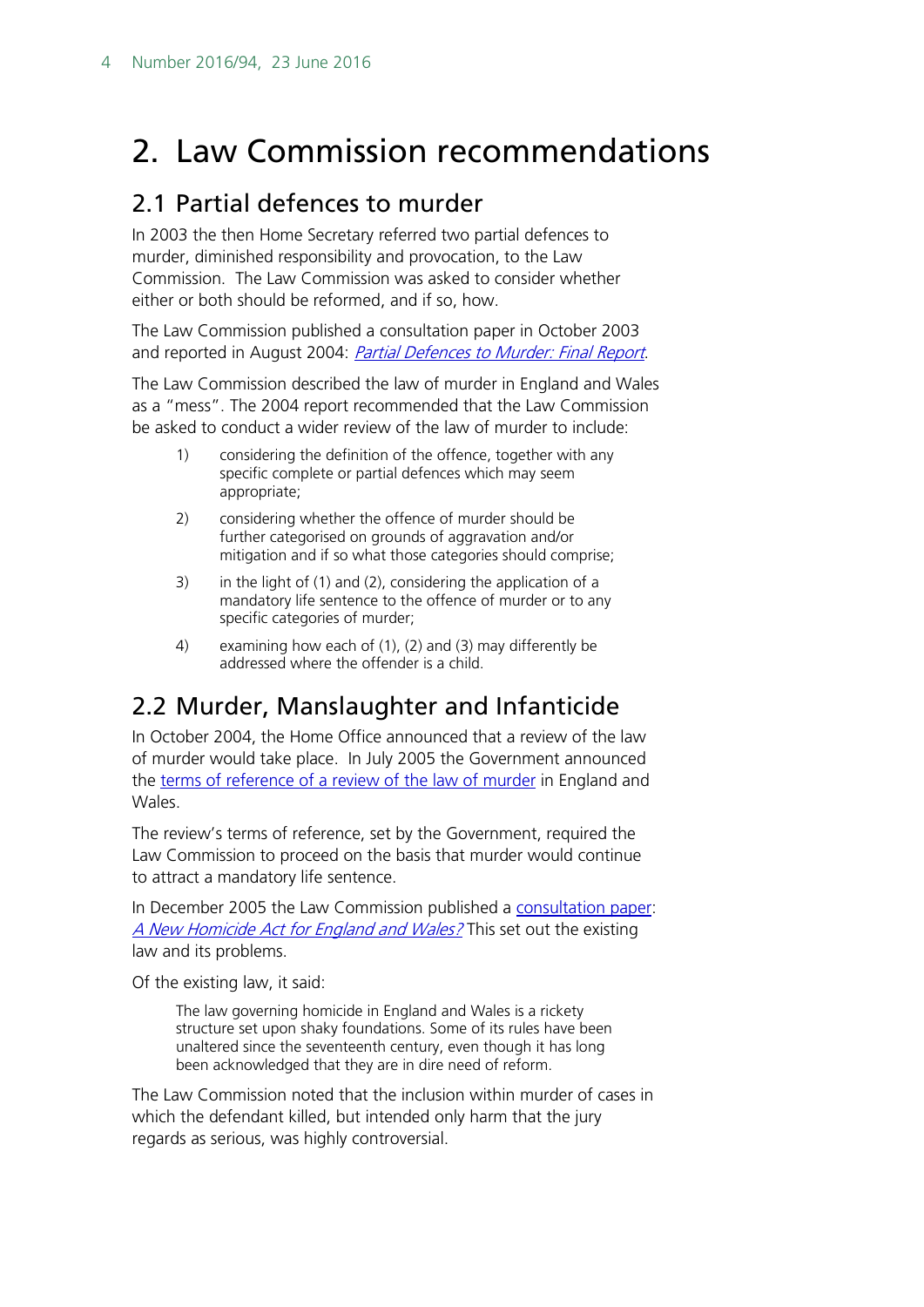# 2. Law Commission recommendations

## 2.1 Partial defences to murder

In 2003 the then Home Secretary referred two partial defences to murder, diminished responsibility and provocation, to the Law Commission. The Law Commission was asked to consider whether either or both should be reformed, and if so, how.

The Law Commission published a consultation paper in October 2003 and reported in August 2004: *Partial Defences to Murder: Final Report*.

The Law Commission described the law of murder in England and Wales as a "mess". The 2004 report recommended that the Law Commission be asked to conduct a wider review of the law of murder to include:

1) considering the definition of the offence, together with any specific complete or partial defences which may seem appropriate;
2) considering whether the offence of murder should be further categorised on grounds of aggravation and/or mitigation and if so what those categories should comprise;
3) in the light of (1) and (2), considering the application of a mandatory life sentence to the offence of murder or to any specific categories of murder;
4) examining how each of (1), (2) and (3) may differently be addressed where the offender is a child.

## 2.2 Murder, Manslaughter and Infanticide

In October 2004, the Home Office announced that a review of the law of murder would take place. In July 2005 the Government announced the terms of reference of a review of the law of murder in England and Wales.

The review's terms of reference, set by the Government, required the Law Commission to proceed on the basis that murder would continue to attract a mandatory life sentence.

In December 2005 the Law Commission published a consultation paper: *A New Homicide Act for England and Wales?* This set out the existing law and its problems.

Of the existing law, it said:

> The law governing homicide in England and Wales is a rickety structure set upon shaky foundations. Some of its rules have been unaltered since the seventeenth century, even though it has long been acknowledged that they are in dire need of reform.

The Law Commission noted that the inclusion within murder of cases in which the defendant killed, but intended only harm that the jury regards as serious, was highly controversial.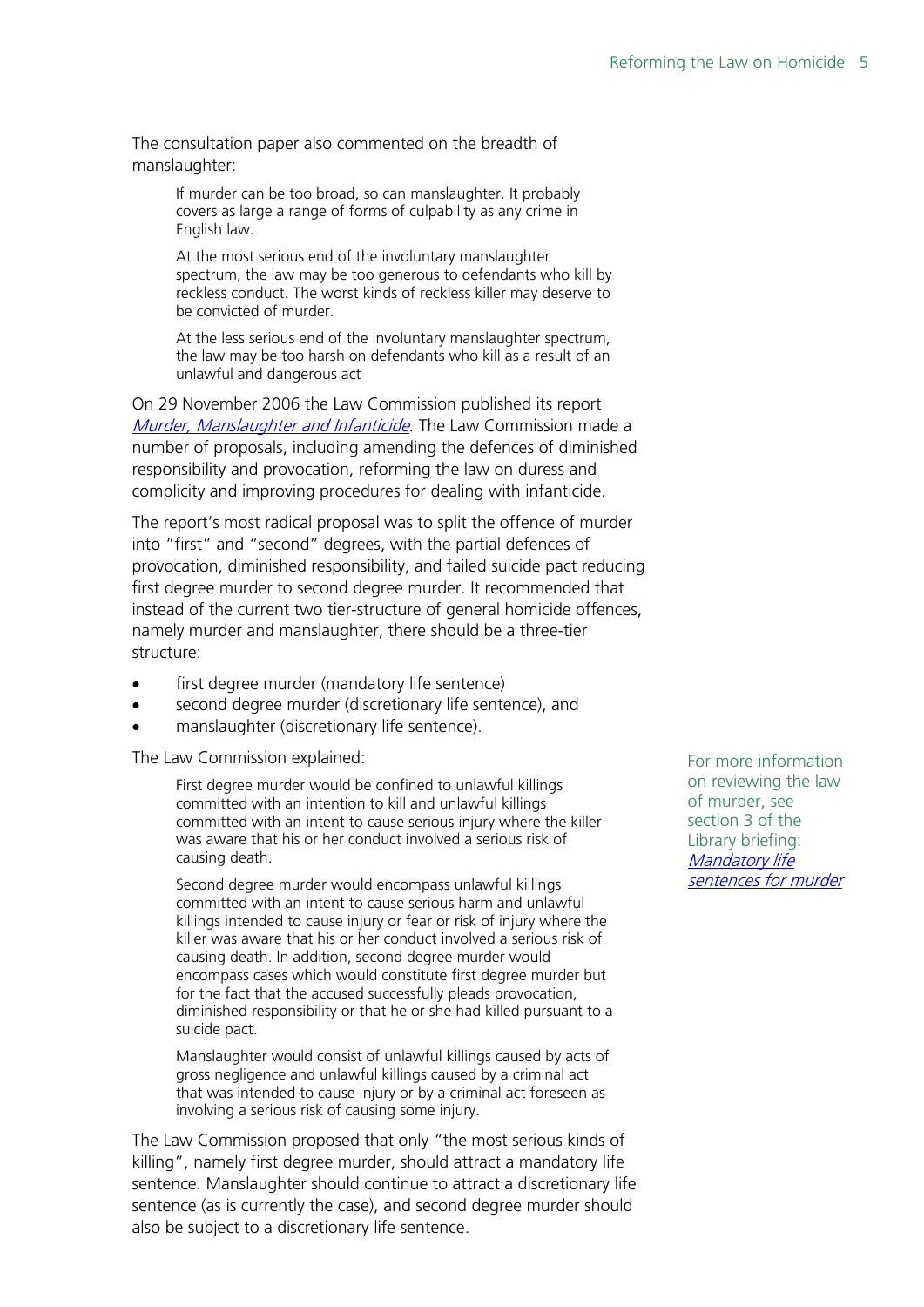The consultation paper also commented on the breadth of manslaughter:

> If murder can be too broad, so can manslaughter. It probably covers as large a range of forms of culpability as any crime in English law.
>
> At the most serious end of the involuntary manslaughter spectrum, the law may be too generous to defendants who kill by reckless conduct. The worst kinds of reckless killer may deserve to be convicted of murder.
>
> At the less serious end of the involuntary manslaughter spectrum, the law may be too harsh on defendants who kill as a result of an unlawful and dangerous act

On 29 November 2006 the Law Commission published its report *Murder, Manslaughter and Infanticide*. The Law Commission made a number of proposals, including amending the defences of diminished responsibility and provocation, reforming the law on duress and complicity and improving procedures for dealing with infanticide.

The report's most radical proposal was to split the offence of murder into "first" and "second" degrees, with the partial defences of provocation, diminished responsibility, and failed suicide pact reducing first degree murder to second degree murder. It recommended that instead of the current two tier-structure of general homicide offences, namely murder and manslaughter, there should be a three-tier structure:

- first degree murder (mandatory life sentence)
- second degree murder (discretionary life sentence), and
- manslaughter (discretionary life sentence).

The Law Commission explained:

> First degree murder would be confined to unlawful killings committed with an intention to kill and unlawful killings committed with an intent to cause serious injury where the killer was aware that his or her conduct involved a serious risk of causing death.
>
> Second degree murder would encompass unlawful killings committed with an intent to cause serious harm and unlawful killings intended to cause injury or fear or risk of injury where the killer was aware that his or her conduct involved a serious risk of causing death. In addition, second degree murder would encompass cases which would constitute first degree murder but for the fact that the accused successfully pleads provocation, diminished responsibility or that he or she had killed pursuant to a suicide pact.
>
> Manslaughter would consist of unlawful killings caused by acts of gross negligence and unlawful killings caused by a criminal act that was intended to cause injury or by a criminal act foreseen as involving a serious risk of causing some injury.

For more information on reviewing the law of murder, see section 3 of the Library briefing: *Mandatory life sentences for murder*

The Law Commission proposed that only "the most serious kinds of killing", namely first degree murder, should attract a mandatory life sentence. Manslaughter should continue to attract a discretionary life sentence (as is currently the case), and second degree murder should also be subject to a discretionary life sentence.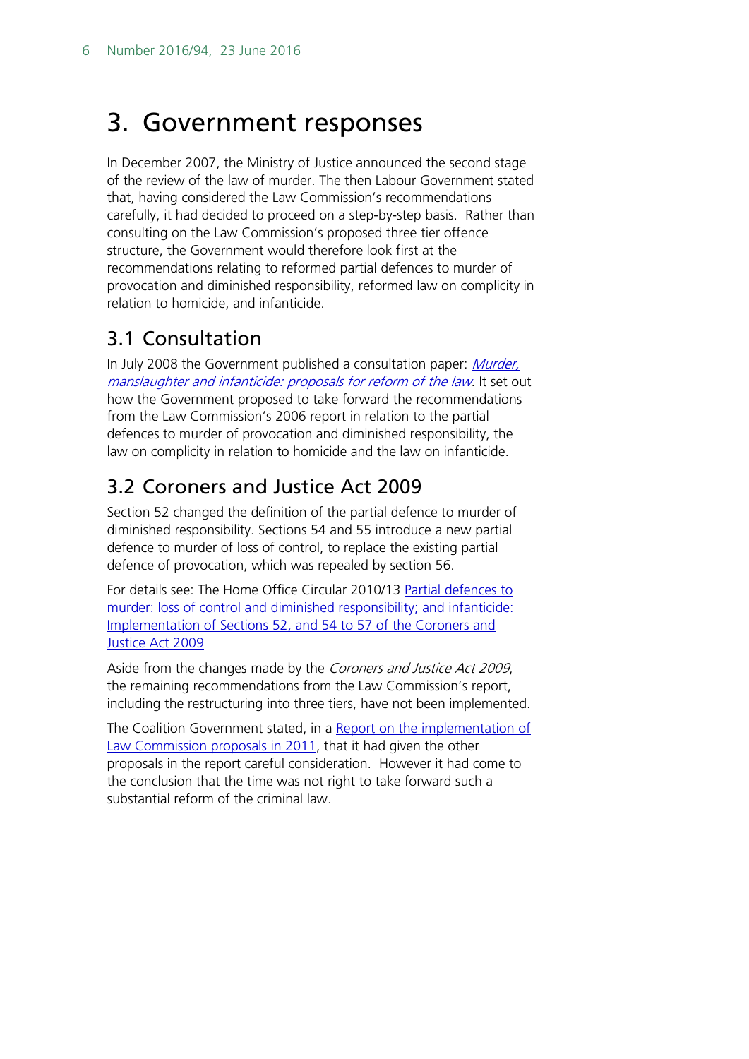# 3. Government responses

In December 2007, the Ministry of Justice announced the second stage of the review of the law of murder. The then Labour Government stated that, having considered the Law Commission's recommendations carefully, it had decided to proceed on a step-by-step basis. Rather than consulting on the Law Commission's proposed three tier offence structure, the Government would therefore look first at the recommendations relating to reformed partial defences to murder of provocation and diminished responsibility, reformed law on complicity in relation to homicide, and infanticide.

## 3.1 Consultation

In July 2008 the Government published a consultation paper: *Murder, manslaughter and infanticide: proposals for reform of the law*. It set out how the Government proposed to take forward the recommendations from the Law Commission's 2006 report in relation to the partial defences to murder of provocation and diminished responsibility, the law on complicity in relation to homicide and the law on infanticide.

## 3.2 Coroners and Justice Act 2009

Section 52 changed the definition of the partial defence to murder of diminished responsibility. Sections 54 and 55 introduce a new partial defence to murder of loss of control, to replace the existing partial defence of provocation, which was repealed by section 56.

For details see: The Home Office Circular 2010/13 Partial defences to murder: loss of control and diminished responsibility; and infanticide: Implementation of Sections 52, and 54 to 57 of the Coroners and Justice Act 2009

Aside from the changes made by the *Coroners and Justice Act 2009*, the remaining recommendations from the Law Commission's report, including the restructuring into three tiers, have not been implemented.

The Coalition Government stated, in a Report on the implementation of Law Commission proposals in 2011, that it had given the other proposals in the report careful consideration. However it had come to the conclusion that the time was not right to take forward such a substantial reform of the criminal law.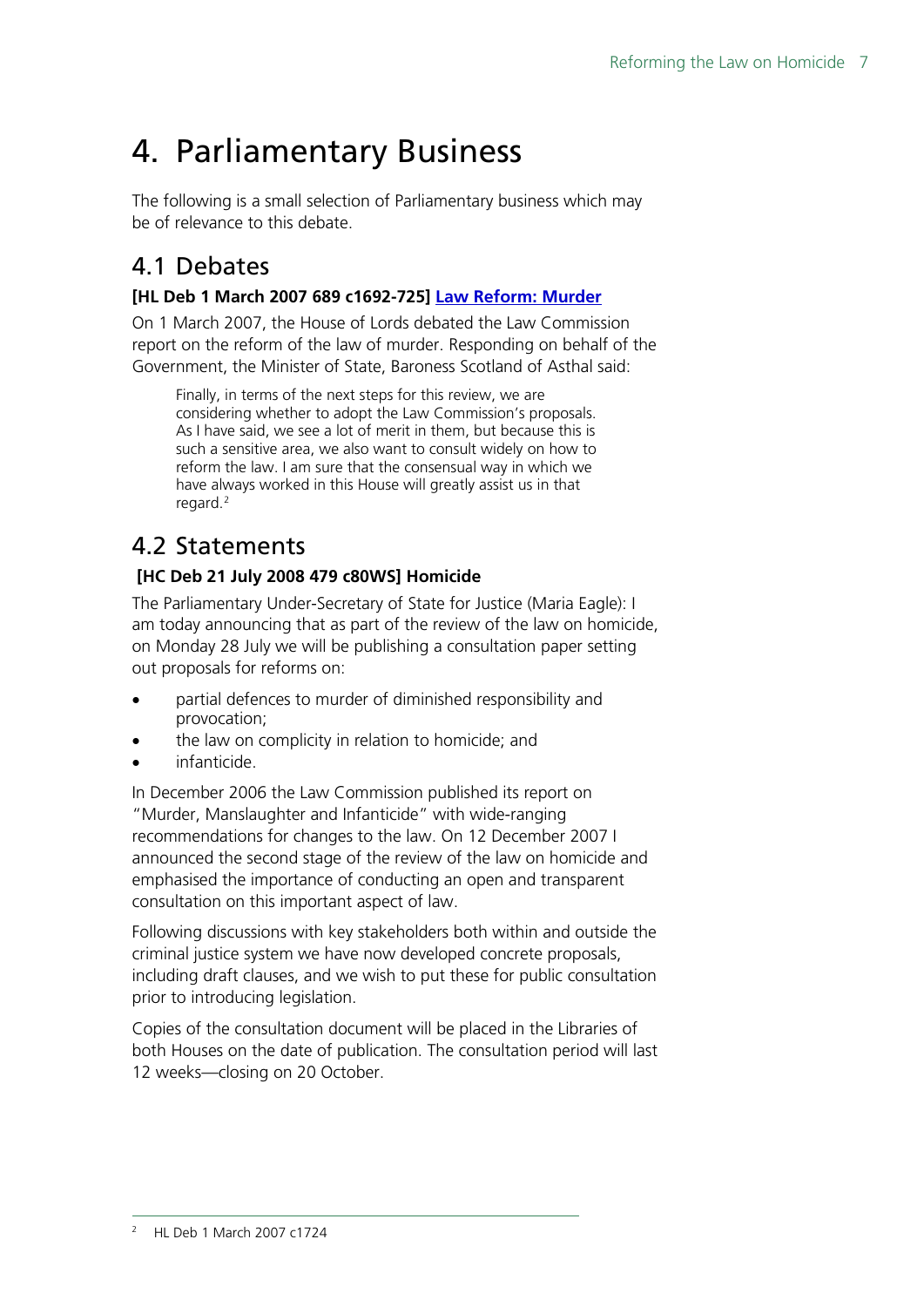# 4. Parliamentary Business

The following is a small selection of Parliamentary business which may be of relevance to this debate.

## 4.1 Debates

### [HL Deb 1 March 2007 689 c1692-725] Law Reform: Murder

On 1 March 2007, the House of Lords debated the Law Commission report on the reform of the law of murder. Responding on behalf of the Government, the Minister of State, Baroness Scotland of Asthal said:

> Finally, in terms of the next steps for this review, we are considering whether to adopt the Law Commission's proposals. As I have said, we see a lot of merit in them, but because this is such a sensitive area, we also want to consult widely on how to reform the law. I am sure that the consensual way in which we have always worked in this House will greatly assist us in that regard.[2]

## 4.2 Statements

### [HC Deb 21 July 2008 479 c80WS] Homicide

The Parliamentary Under-Secretary of State for Justice (Maria Eagle): I am today announcing that as part of the review of the law on homicide, on Monday 28 July we will be publishing a consultation paper setting out proposals for reforms on:

- partial defences to murder of diminished responsibility and provocation;
- the law on complicity in relation to homicide; and
- infanticide.

In December 2006 the Law Commission published its report on "Murder, Manslaughter and Infanticide" with wide-ranging recommendations for changes to the law. On 12 December 2007 I announced the second stage of the review of the law on homicide and emphasised the importance of conducting an open and transparent consultation on this important aspect of law.

Following discussions with key stakeholders both within and outside the criminal justice system we have now developed concrete proposals, including draft clauses, and we wish to put these for public consultation prior to introducing legislation.

Copies of the consultation document will be placed in the Libraries of both Houses on the date of publication. The consultation period will last 12 weeks—closing on 20 October.

---

[2] HL Deb 1 March 2007 c1724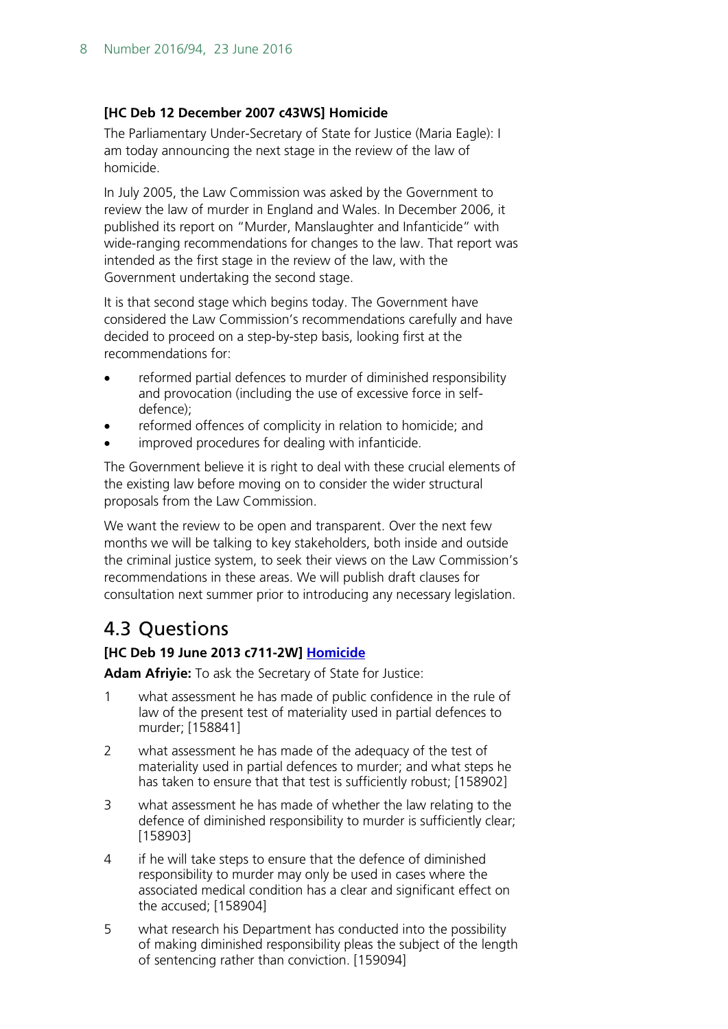**[HC Deb 12 December 2007 c43WS] Homicide**

The Parliamentary Under-Secretary of State for Justice (Maria Eagle): I am today announcing the next stage in the review of the law of homicide.

In July 2005, the Law Commission was asked by the Government to review the law of murder in England and Wales. In December 2006, it published its report on "Murder, Manslaughter and Infanticide" with wide-ranging recommendations for changes to the law. That report was intended as the first stage in the review of the law, with the Government undertaking the second stage.

It is that second stage which begins today. The Government have considered the Law Commission's recommendations carefully and have decided to proceed on a step-by-step basis, looking first at the recommendations for:

- reformed partial defences to murder of diminished responsibility and provocation (including the use of excessive force in self-defence);
- reformed offences of complicity in relation to homicide; and
- improved procedures for dealing with infanticide.

The Government believe it is right to deal with these crucial elements of the existing law before moving on to consider the wider structural proposals from the Law Commission.

We want the review to be open and transparent. Over the next few months we will be talking to key stakeholders, both inside and outside the criminal justice system, to seek their views on the Law Commission's recommendations in these areas. We will publish draft clauses for consultation next summer prior to introducing any necessary legislation.

## 4.3 Questions

**[HC Deb 19 June 2013 c711-2W] Homicide**

**Adam Afriyie:** To ask the Secretary of State for Justice:

1. what assessment he has made of public confidence in the rule of law of the present test of materiality used in partial defences to murder; [158841]
2. what assessment he has made of the adequacy of the test of materiality used in partial defences to murder; and what steps he has taken to ensure that that test is sufficiently robust; [158902]
3. what assessment he has made of whether the law relating to the defence of diminished responsibility to murder is sufficiently clear; [158903]
4. if he will take steps to ensure that the defence of diminished responsibility to murder may only be used in cases where the associated medical condition has a clear and significant effect on the accused; [158904]
5. what research his Department has conducted into the possibility of making diminished responsibility pleas the subject of the length of sentencing rather than conviction. [159094]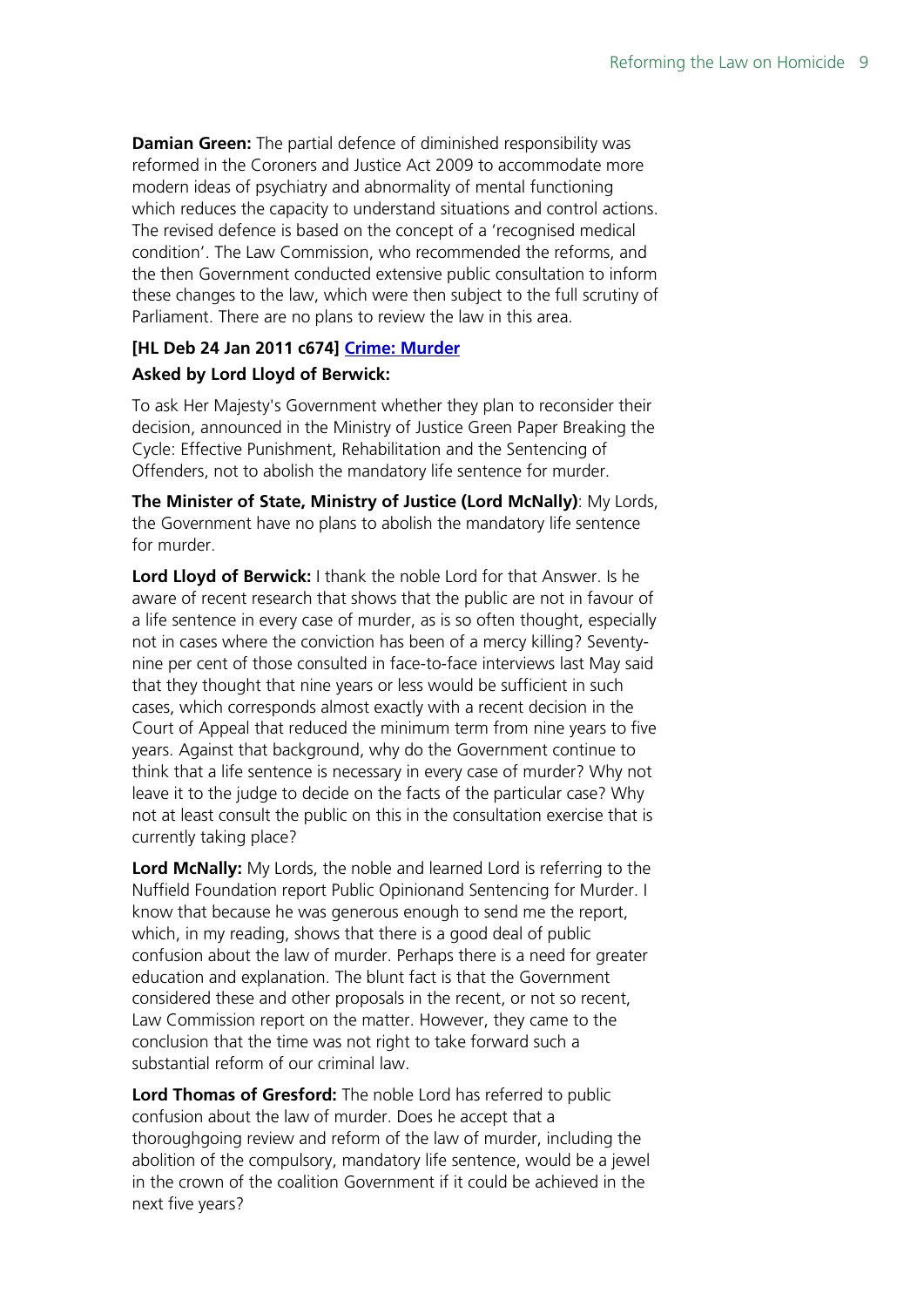**Damian Green:** The partial defence of diminished responsibility was reformed in the Coroners and Justice Act 2009 to accommodate more modern ideas of psychiatry and abnormality of mental functioning which reduces the capacity to understand situations and control actions. The revised defence is based on the concept of a 'recognised medical condition'. The Law Commission, who recommended the reforms, and the then Government conducted extensive public consultation to inform these changes to the law, which were then subject to the full scrutiny of Parliament. There are no plans to review the law in this area.

**[HL Deb 24 Jan 2011 c674] Crime: Murder**

**Asked by Lord Lloyd of Berwick:**

To ask Her Majesty's Government whether they plan to reconsider their decision, announced in the Ministry of Justice Green Paper Breaking the Cycle: Effective Punishment, Rehabilitation and the Sentencing of Offenders, not to abolish the mandatory life sentence for murder.

**The Minister of State, Ministry of Justice (Lord McNally)**: My Lords, the Government have no plans to abolish the mandatory life sentence for murder.

**Lord Lloyd of Berwick:** I thank the noble Lord for that Answer. Is he aware of recent research that shows that the public are not in favour of a life sentence in every case of murder, as is so often thought, especially not in cases where the conviction has been of a mercy killing? Seventy-nine per cent of those consulted in face-to-face interviews last May said that they thought that nine years or less would be sufficient in such cases, which corresponds almost exactly with a recent decision in the Court of Appeal that reduced the minimum term from nine years to five years. Against that background, why do the Government continue to think that a life sentence is necessary in every case of murder? Why not leave it to the judge to decide on the facts of the particular case? Why not at least consult the public on this in the consultation exercise that is currently taking place?

**Lord McNally:** My Lords, the noble and learned Lord is referring to the Nuffield Foundation report Public Opinionand Sentencing for Murder. I know that because he was generous enough to send me the report, which, in my reading, shows that there is a good deal of public confusion about the law of murder. Perhaps there is a need for greater education and explanation. The blunt fact is that the Government considered these and other proposals in the recent, or not so recent, Law Commission report on the matter. However, they came to the conclusion that the time was not right to take forward such a substantial reform of our criminal law.

**Lord Thomas of Gresford:** The noble Lord has referred to public confusion about the law of murder. Does he accept that a thoroughgoing review and reform of the law of murder, including the abolition of the compulsory, mandatory life sentence, would be a jewel in the crown of the coalition Government if it could be achieved in the next five years?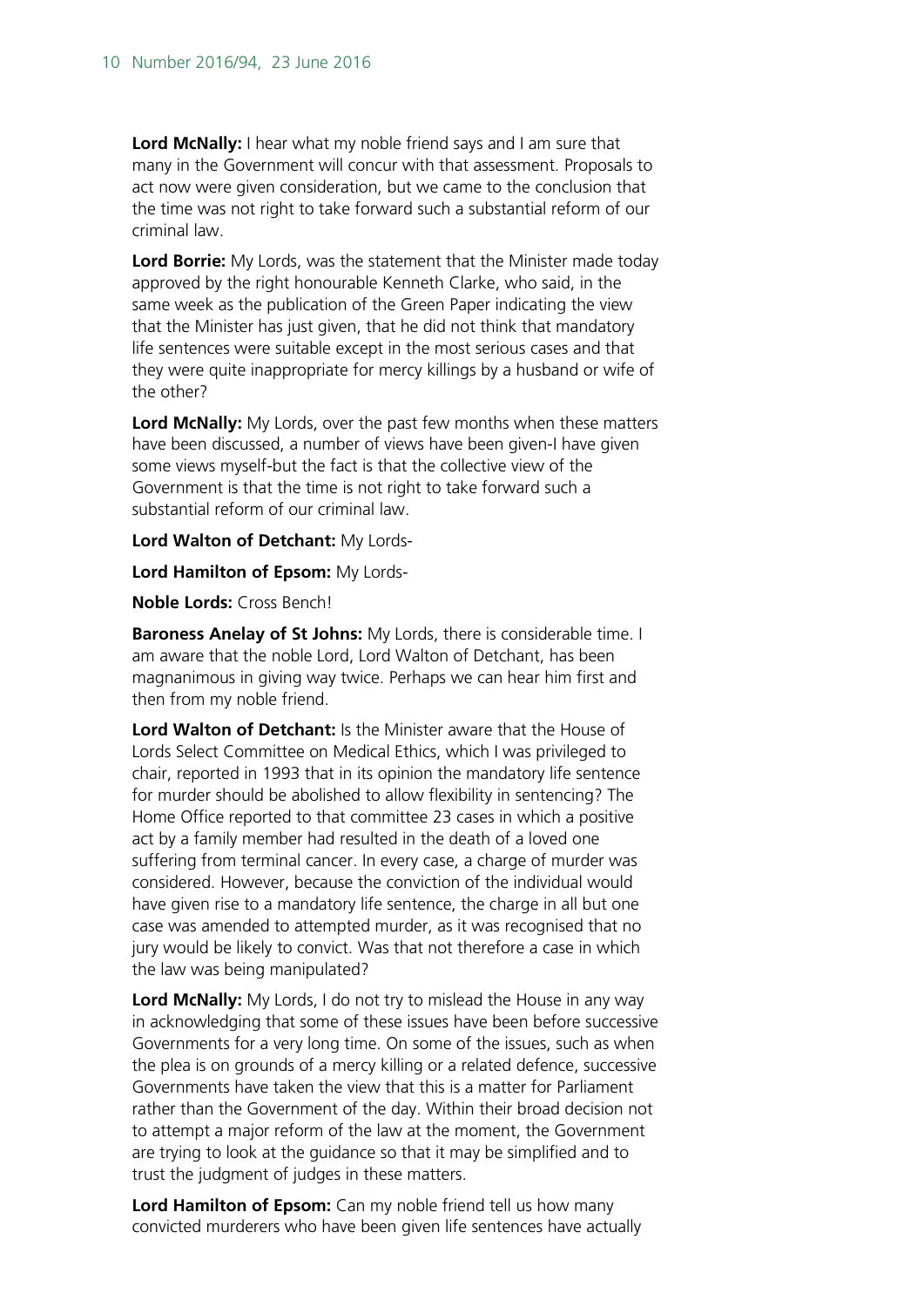**Lord McNally:** I hear what my noble friend says and I am sure that many in the Government will concur with that assessment. Proposals to act now were given consideration, but we came to the conclusion that the time was not right to take forward such a substantial reform of our criminal law.

**Lord Borrie:** My Lords, was the statement that the Minister made today approved by the right honourable Kenneth Clarke, who said, in the same week as the publication of the Green Paper indicating the view that the Minister has just given, that he did not think that mandatory life sentences were suitable except in the most serious cases and that they were quite inappropriate for mercy killings by a husband or wife of the other?

**Lord McNally:** My Lords, over the past few months when these matters have been discussed, a number of views have been given-I have given some views myself-but the fact is that the collective view of the Government is that the time is not right to take forward such a substantial reform of our criminal law.

**Lord Walton of Detchant:** My Lords-

**Lord Hamilton of Epsom:** My Lords-

**Noble Lords:** Cross Bench!

**Baroness Anelay of St Johns:** My Lords, there is considerable time. I am aware that the noble Lord, Lord Walton of Detchant, has been magnanimous in giving way twice. Perhaps we can hear him first and then from my noble friend.

**Lord Walton of Detchant:** Is the Minister aware that the House of Lords Select Committee on Medical Ethics, which I was privileged to chair, reported in 1993 that in its opinion the mandatory life sentence for murder should be abolished to allow flexibility in sentencing? The Home Office reported to that committee 23 cases in which a positive act by a family member had resulted in the death of a loved one suffering from terminal cancer. In every case, a charge of murder was considered. However, because the conviction of the individual would have given rise to a mandatory life sentence, the charge in all but one case was amended to attempted murder, as it was recognised that no jury would be likely to convict. Was that not therefore a case in which the law was being manipulated?

**Lord McNally:** My Lords, I do not try to mislead the House in any way in acknowledging that some of these issues have been before successive Governments for a very long time. On some of the issues, such as when the plea is on grounds of a mercy killing or a related defence, successive Governments have taken the view that this is a matter for Parliament rather than the Government of the day. Within their broad decision not to attempt a major reform of the law at the moment, the Government are trying to look at the guidance so that it may be simplified and to trust the judgment of judges in these matters.

**Lord Hamilton of Epsom:** Can my noble friend tell us how many convicted murderers who have been given life sentences have actually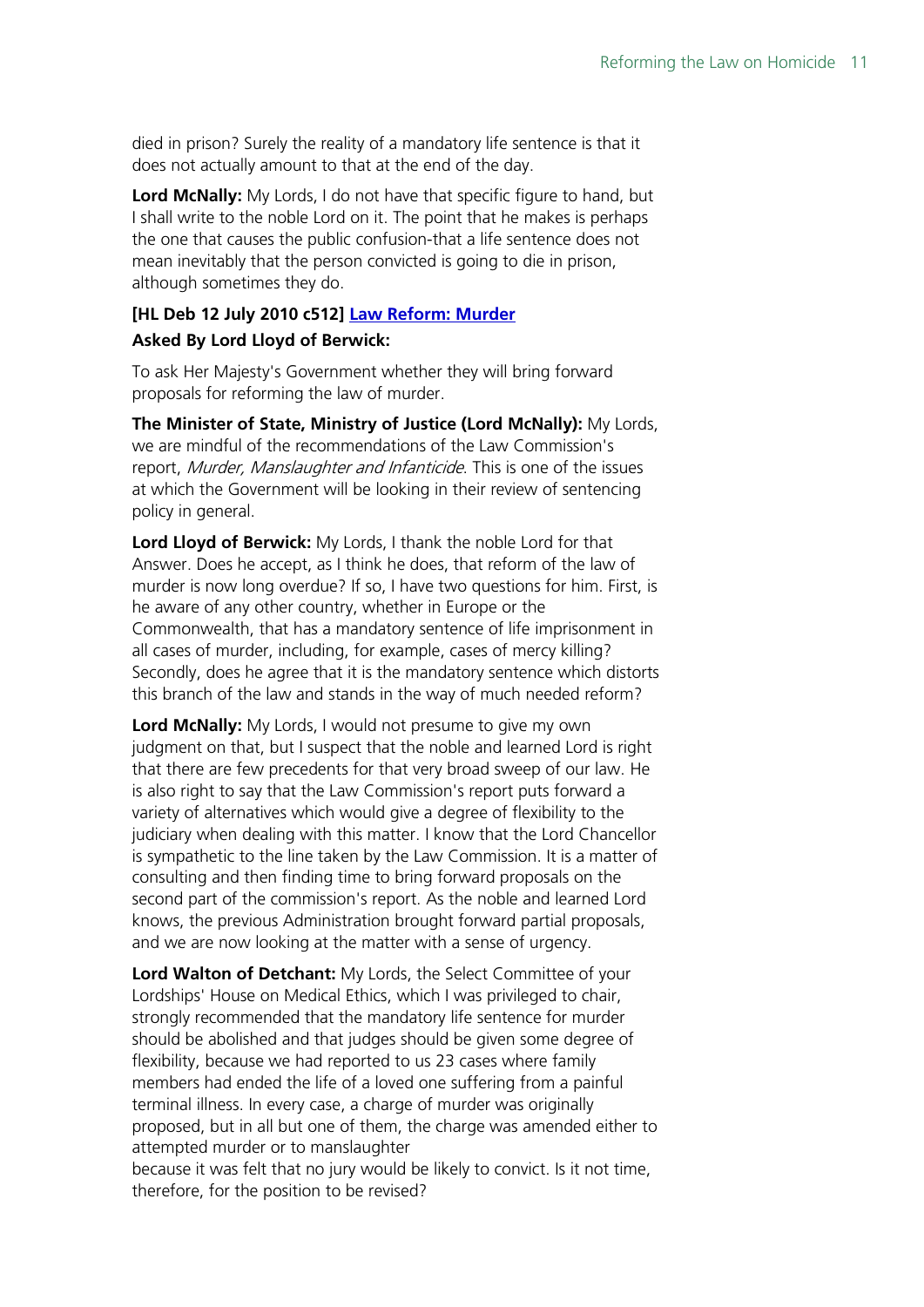died in prison? Surely the reality of a mandatory life sentence is that it does not actually amount to that at the end of the day.

**Lord McNally:** My Lords, I do not have that specific figure to hand, but I shall write to the noble Lord on it. The point that he makes is perhaps the one that causes the public confusion-that a life sentence does not mean inevitably that the person convicted is going to die in prison, although sometimes they do.

**[HL Deb 12 July 2010 c512] Law Reform: Murder**

**Asked By Lord Lloyd of Berwick:**

To ask Her Majesty's Government whether they will bring forward proposals for reforming the law of murder.

**The Minister of State, Ministry of Justice (Lord McNally):** My Lords, we are mindful of the recommendations of the Law Commission's report, *Murder, Manslaughter and Infanticide*. This is one of the issues at which the Government will be looking in their review of sentencing policy in general.

**Lord Lloyd of Berwick:** My Lords, I thank the noble Lord for that Answer. Does he accept, as I think he does, that reform of the law of murder is now long overdue? If so, I have two questions for him. First, is he aware of any other country, whether in Europe or the Commonwealth, that has a mandatory sentence of life imprisonment in all cases of murder, including, for example, cases of mercy killing? Secondly, does he agree that it is the mandatory sentence which distorts this branch of the law and stands in the way of much needed reform?

**Lord McNally:** My Lords, I would not presume to give my own judgment on that, but I suspect that the noble and learned Lord is right that there are few precedents for that very broad sweep of our law. He is also right to say that the Law Commission's report puts forward a variety of alternatives which would give a degree of flexibility to the judiciary when dealing with this matter. I know that the Lord Chancellor is sympathetic to the line taken by the Law Commission. It is a matter of consulting and then finding time to bring forward proposals on the second part of the commission's report. As the noble and learned Lord knows, the previous Administration brought forward partial proposals, and we are now looking at the matter with a sense of urgency.

**Lord Walton of Detchant:** My Lords, the Select Committee of your Lordships' House on Medical Ethics, which I was privileged to chair, strongly recommended that the mandatory life sentence for murder should be abolished and that judges should be given some degree of flexibility, because we had reported to us 23 cases where family members had ended the life of a loved one suffering from a painful terminal illness. In every case, a charge of murder was originally proposed, but in all but one of them, the charge was amended either to attempted murder or to manslaughter because it was felt that no jury would be likely to convict. Is it not time, therefore, for the position to be revised?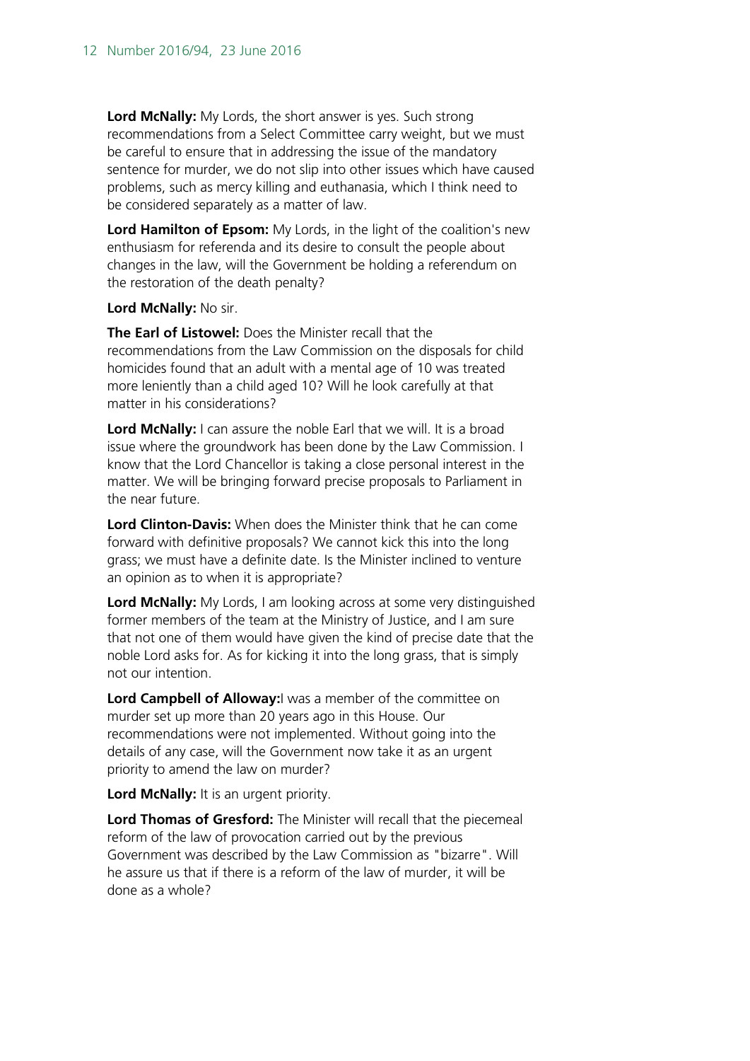**Lord McNally:** My Lords, the short answer is yes. Such strong recommendations from a Select Committee carry weight, but we must be careful to ensure that in addressing the issue of the mandatory sentence for murder, we do not slip into other issues which have caused problems, such as mercy killing and euthanasia, which I think need to be considered separately as a matter of law.

**Lord Hamilton of Epsom:** My Lords, in the light of the coalition's new enthusiasm for referenda and its desire to consult the people about changes in the law, will the Government be holding a referendum on the restoration of the death penalty?

**Lord McNally:** No sir.

**The Earl of Listowel:** Does the Minister recall that the recommendations from the Law Commission on the disposals for child homicides found that an adult with a mental age of 10 was treated more leniently than a child aged 10? Will he look carefully at that matter in his considerations?

**Lord McNally:** I can assure the noble Earl that we will. It is a broad issue where the groundwork has been done by the Law Commission. I know that the Lord Chancellor is taking a close personal interest in the matter. We will be bringing forward precise proposals to Parliament in the near future.

**Lord Clinton-Davis:** When does the Minister think that he can come forward with definitive proposals? We cannot kick this into the long grass; we must have a definite date. Is the Minister inclined to venture an opinion as to when it is appropriate?

**Lord McNally:** My Lords, I am looking across at some very distinguished former members of the team at the Ministry of Justice, and I am sure that not one of them would have given the kind of precise date that the noble Lord asks for. As for kicking it into the long grass, that is simply not our intention.

**Lord Campbell of Alloway:**I was a member of the committee on murder set up more than 20 years ago in this House. Our recommendations were not implemented. Without going into the details of any case, will the Government now take it as an urgent priority to amend the law on murder?

**Lord McNally:** It is an urgent priority.

**Lord Thomas of Gresford:** The Minister will recall that the piecemeal reform of the law of provocation carried out by the previous Government was described by the Law Commission as "bizarre". Will he assure us that if there is a reform of the law of murder, it will be done as a whole?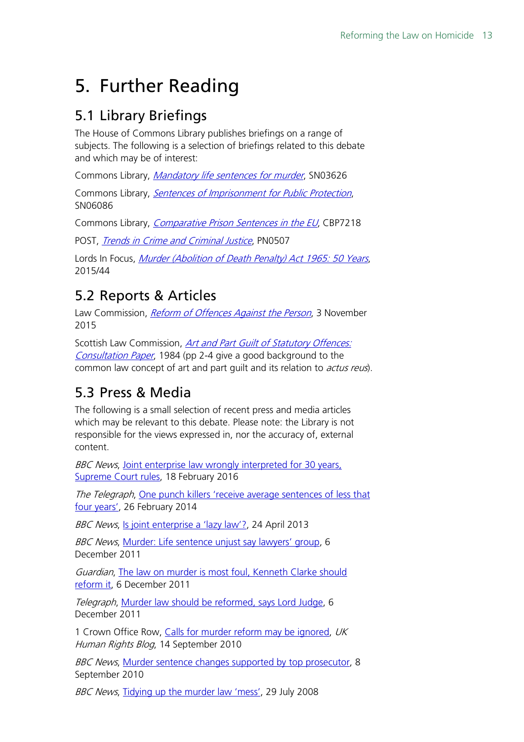# 5. Further Reading

## 5.1 Library Briefings

The House of Commons Library publishes briefings on a range of subjects. The following is a selection of briefings related to this debate and which may be of interest:

Commons Library, *Mandatory life sentences for murder*, SN03626

Commons Library, *Sentences of Imprisonment for Public Protection*, SN06086

Commons Library, *Comparative Prison Sentences in the EU*, CBP7218

POST, *Trends in Crime and Criminal Justice*, PN0507

Lords In Focus, *Murder (Abolition of Death Penalty) Act 1965: 50 Years*, 2015/44

## 5.2 Reports & Articles

Law Commission, *Reform of Offences Against the Person*, 3 November 2015

Scottish Law Commission, *Art and Part Guilt of Statutory Offences: Consultation Paper*, 1984 (pp 2-4 give a good background to the common law concept of art and part guilt and its relation to *actus reus*).

## 5.3 Press & Media

The following is a small selection of recent press and media articles which may be relevant to this debate. Please note: the Library is not responsible for the views expressed in, nor the accuracy of, external content.

*BBC News*, Joint enterprise law wrongly interpreted for 30 years, Supreme Court rules, 18 February 2016

*The Telegraph*, One punch killers 'receive average sentences of less that four years', 26 February 2014

*BBC News*, Is joint enterprise a 'lazy law'?, 24 April 2013

*BBC News*, Murder: Life sentence unjust say lawyers' group, 6 December 2011

*Guardian*, The law on murder is most foul, Kenneth Clarke should reform it, 6 December 2011

*Telegraph*, Murder law should be reformed, says Lord Judge, 6 December 2011

1 Crown Office Row, Calls for murder reform may be ignored, *UK Human Rights Blog*, 14 September 2010

*BBC News*, Murder sentence changes supported by top prosecutor, 8 September 2010

*BBC News*, Tidying up the murder law 'mess', 29 July 2008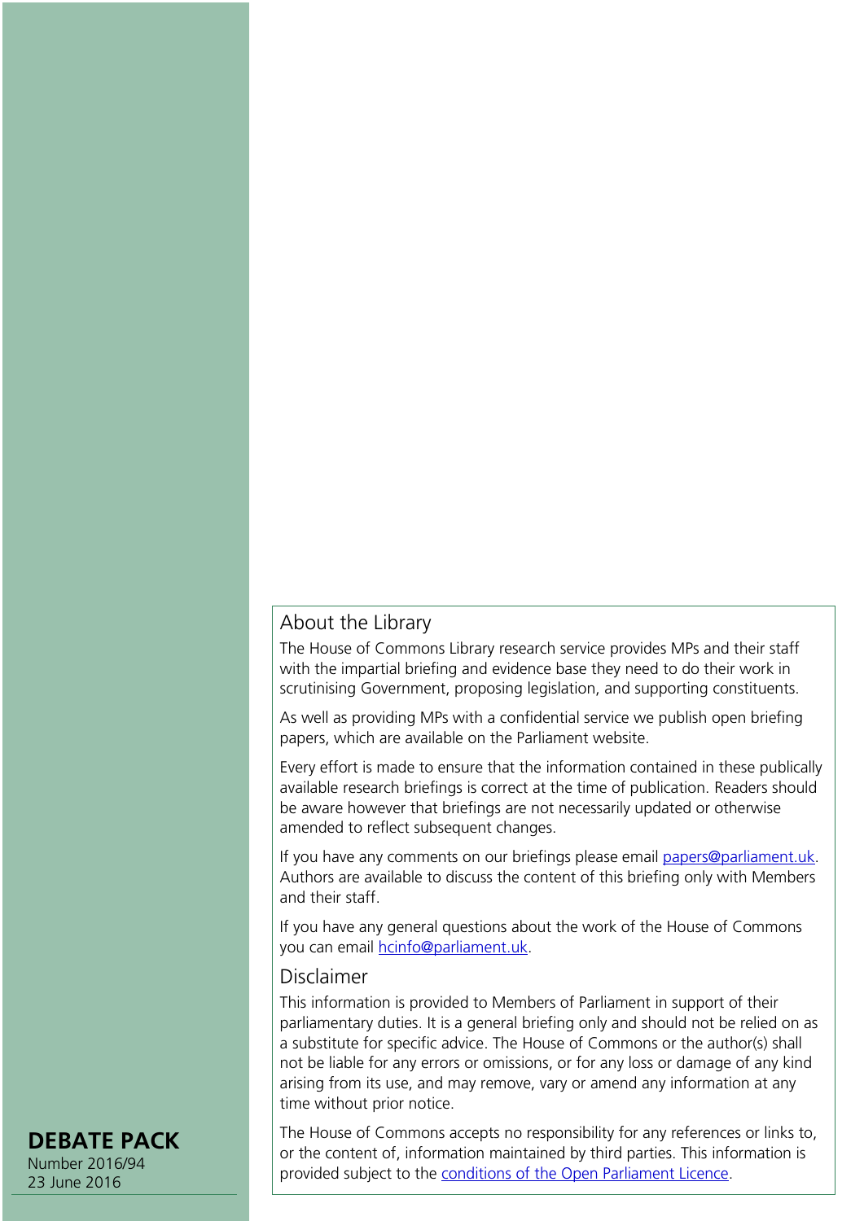## About the Library

The House of Commons Library research service provides MPs and their staff with the impartial briefing and evidence base they need to do their work in scrutinising Government, proposing legislation, and supporting constituents.

As well as providing MPs with a confidential service we publish open briefing papers, which are available on the Parliament website.

Every effort is made to ensure that the information contained in these publically available research briefings is correct at the time of publication. Readers should be aware however that briefings are not necessarily updated or otherwise amended to reflect subsequent changes.

If you have any comments on our briefings please email papers@parliament.uk. Authors are available to discuss the content of this briefing only with Members and their staff.

If you have any general questions about the work of the House of Commons you can email hcinfo@parliament.uk.

## Disclaimer

This information is provided to Members of Parliament in support of their parliamentary duties. It is a general briefing only and should not be relied on as a substitute for specific advice. The House of Commons or the author(s) shall not be liable for any errors or omissions, or for any loss or damage of any kind arising from its use, and may remove, vary or amend any information at any time without prior notice.

The House of Commons accepts no responsibility for any references or links to, or the content of, information maintained by third parties. This information is provided subject to the conditions of the Open Parliament Licence.

**DEBATE PACK**
Number 2016/94
23 June 2016